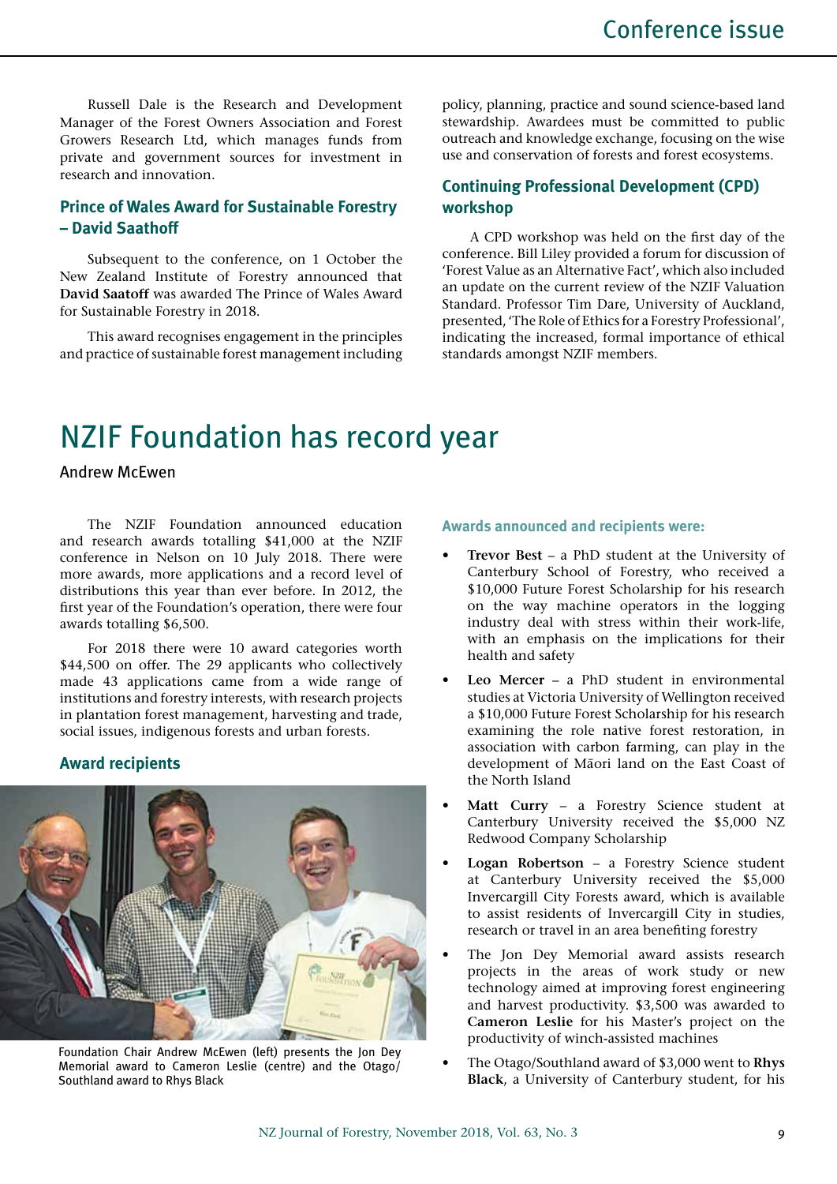Russell Dale is the Research and Development Manager of the Forest Owners Association and Forest Growers Research Ltd, which manages funds from private and government sources for investment in research and innovation.

### Prince of Wales Award for Sustainable Forestry – David Saathoff

Subsequent to the conference, on 1 October the New Zealand Institute of Forestry announced that **David Saatoff** was awarded The Prince of Wales Award for Sustainable Forestry in 2018.

This award recognises engagement in the principles and practice of sustainable forest management including policy, planning, practice and sound science-based land stewardship. Awardees must be committed to public outreach and knowledge exchange, focusing on the wise use and conservation of forests and forest ecosystems.

### Continuing Professional Development (CPD) workshop

A CPD workshop was held on the first day of the conference. Bill Liley provided a forum for discussion of 'Forest Value as an Alternative Fact', which also included an update on the current review of the NZIF Valuation Standard. Professor Tim Dare, University of Auckland, presented, 'The Role of Ethics for a Forestry Professional', indicating the increased, formal importance of ethical standards amongst NZIF members.

# NZIF Foundation has record year

Andrew McEwen

The NZIF Foundation announced education and research awards totalling $41,000 at the NZIF conference in Nelson on 10 July 2018. There were more awards, more applications and a record level of distributions this year than ever before. In 2012, the first year of the Foundation's operation, there were four awards totalling $6,500.

For 2018 there were 10 award categories worth $44,500 on offer. The 29 applicants who collectively made 43 applications came from a wide range of institutions and forestry interests, with research projects in plantation forest management, harvesting and trade, social issues, indigenous forests and urban forests.

### Award recipients

Foundation Chair Andrew McEwen (left) presents the Jon Dey Memorial award to Cameron Leslie (centre) and the Otago/Southland award to Rhys Black

#### Awards announced and recipients were:

- **Trevor Best** – a PhD student at the University of Canterbury School of Forestry, who received a $10,000 Future Forest Scholarship for his research on the way machine operators in the logging industry deal with stress within their work-life, with an emphasis on the implications for their health and safety
- **Leo Mercer** – a PhD student in environmental studies at Victoria University of Wellington received a $10,000 Future Forest Scholarship for his research examining the role native forest restoration, in association with carbon farming, can play in the development of Māori land on the East Coast of the North Island
- **Matt Curry** – a Forestry Science student at Canterbury University received the $5,000 NZ Redwood Company Scholarship
- **Logan Robertson** – a Forestry Science student at Canterbury University received the $5,000 Invercargill City Forests award, which is available to assist residents of Invercargill City in studies, research or travel in an area benefiting forestry
- The Jon Dey Memorial award assists research projects in the areas of work study or new technology aimed at improving forest engineering and harvest productivity. $3,500 was awarded to **Cameron Leslie** for his Master's project on the productivity of winch-assisted machines
- The Otago/Southland award of $3,000 went to **Rhys Black**, a University of Canterbury student, for his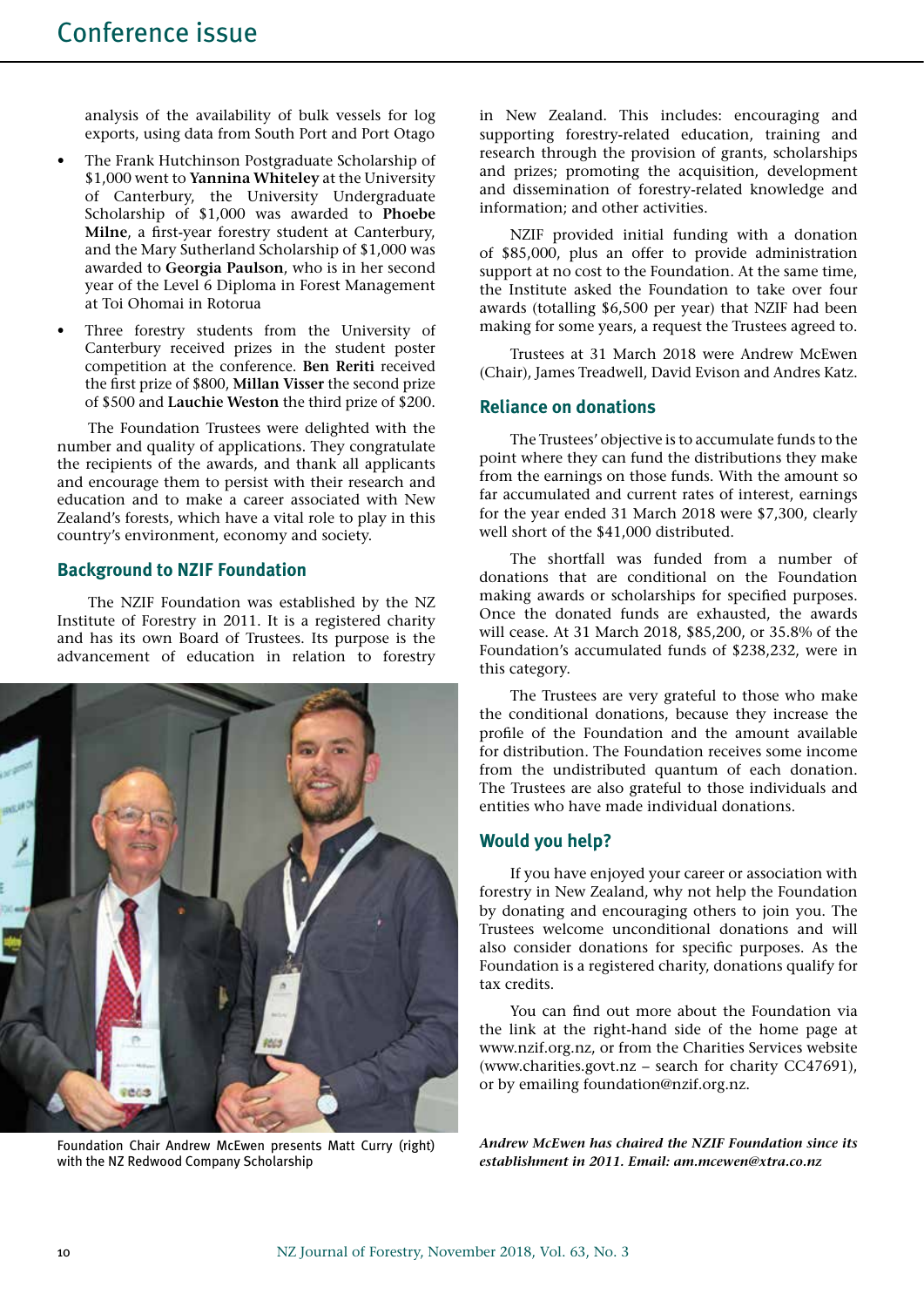analysis of the availability of bulk vessels for log exports, using data from South Port and Port Otago

- The Frank Hutchinson Postgraduate Scholarship of $1,000 went to **Yannina Whiteley** at the University of Canterbury, the University Undergraduate Scholarship of $1,000 was awarded to **Phoebe Milne**, a first-year forestry student at Canterbury, and the Mary Sutherland Scholarship of $1,000 was awarded to **Georgia Paulson**, who is in her second year of the Level 6 Diploma in Forest Management at Toi Ohomai in Rotorua
- Three forestry students from the University of Canterbury received prizes in the student poster competition at the conference. **Ben Reriti** received the first prize of $800, **Millan Visser** the second prize of $500 and **Lauchie Weston** the third prize of $200.

The Foundation Trustees were delighted with the number and quality of applications. They congratulate the recipients of the awards, and thank all applicants and encourage them to persist with their research and education and to make a career associated with New Zealand's forests, which have a vital role to play in this country's environment, economy and society.

## Background to NZIF Foundation

The NZIF Foundation was established by the NZ Institute of Forestry in 2011. It is a registered charity and has its own Board of Trustees. Its purpose is the advancement of education in relation to forestry in New Zealand. This includes: encouraging and supporting forestry-related education, training and research through the provision of grants, scholarships and prizes; promoting the acquisition, development and dissemination of forestry-related knowledge and information; and other activities.

Foundation Chair Andrew McEwen presents Matt Curry (right) with the NZ Redwood Company Scholarship

NZIF provided initial funding with a donation of $85,000, plus an offer to provide administration support at no cost to the Foundation. At the same time, the Institute asked the Foundation to take over four awards (totalling $6,500 per year) that NZIF had been making for some years, a request the Trustees agreed to.

Trustees at 31 March 2018 were Andrew McEwen (Chair), James Treadwell, David Evison and Andres Katz.

## Reliance on donations

The Trustees' objective is to accumulate funds to the point where they can fund the distributions they make from the earnings on those funds. With the amount so far accumulated and current rates of interest, earnings for the year ended 31 March 2018 were $7,300, clearly well short of the $41,000 distributed.

The shortfall was funded from a number of donations that are conditional on the Foundation making awards or scholarships for specified purposes. Once the donated funds are exhausted, the awards will cease. At 31 March 2018, $85,200, or 35.8% of the Foundation's accumulated funds of $238,232, were in this category.

The Trustees are very grateful to those who make the conditional donations, because they increase the profile of the Foundation and the amount available for distribution. The Foundation receives some income from the undistributed quantum of each donation. The Trustees are also grateful to those individuals and entities who have made individual donations.

## Would you help?

If you have enjoyed your career or association with forestry in New Zealand, why not help the Foundation by donating and encouraging others to join you. The Trustees welcome unconditional donations and will also consider donations for specific purposes. As the Foundation is a registered charity, donations qualify for tax credits.

You can find out more about the Foundation via the link at the right-hand side of the home page at www.nzif.org.nz, or from the Charities Services website (www.charities.govt.nz – search for charity CC47691), or by emailing foundation@nzif.org.nz.

***Andrew McEwen has chaired the NZIF Foundation since its establishment in 2011. Email: am.mcewen@xtra.co.nz***